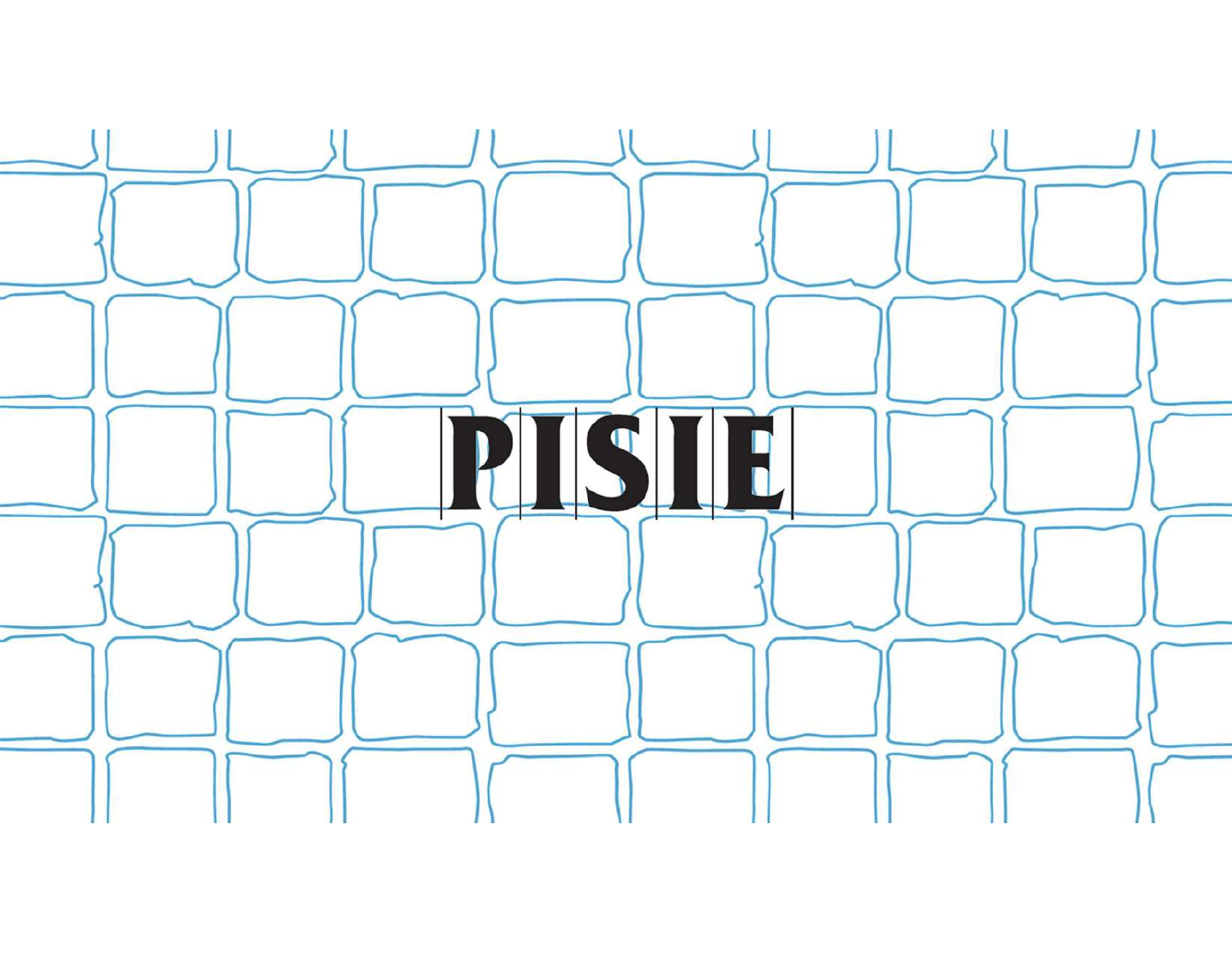# PISIE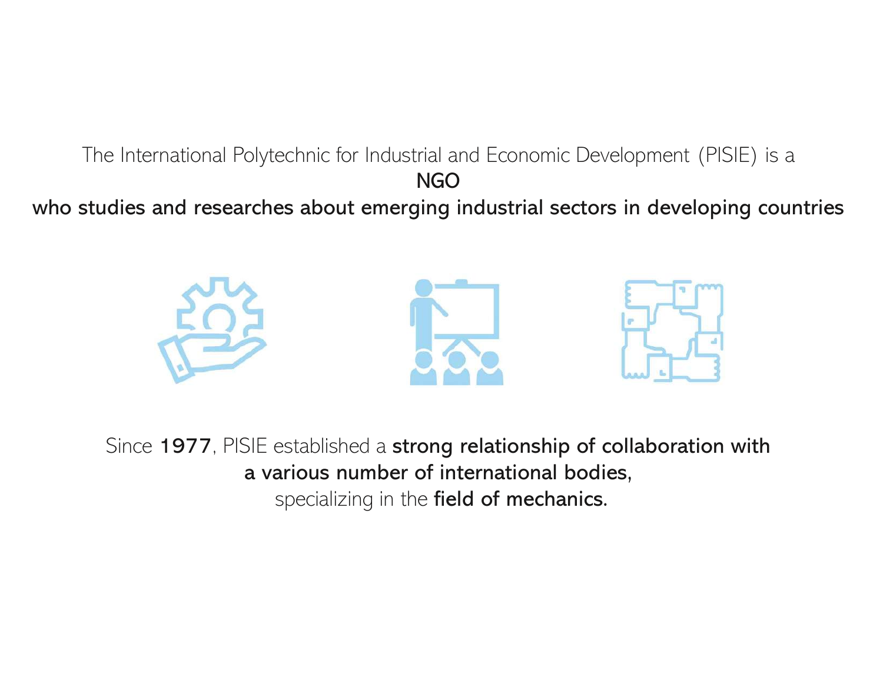The International Polytechnic for Industrial and Economic Development (PISIE) is a **NGO who studies and researches about emerging industrial sectors in developing countries**

Since **1977**, PISIE established a **strong relationship of collaboration with a various number of international bodies,** specializing in the **field of mechanics.**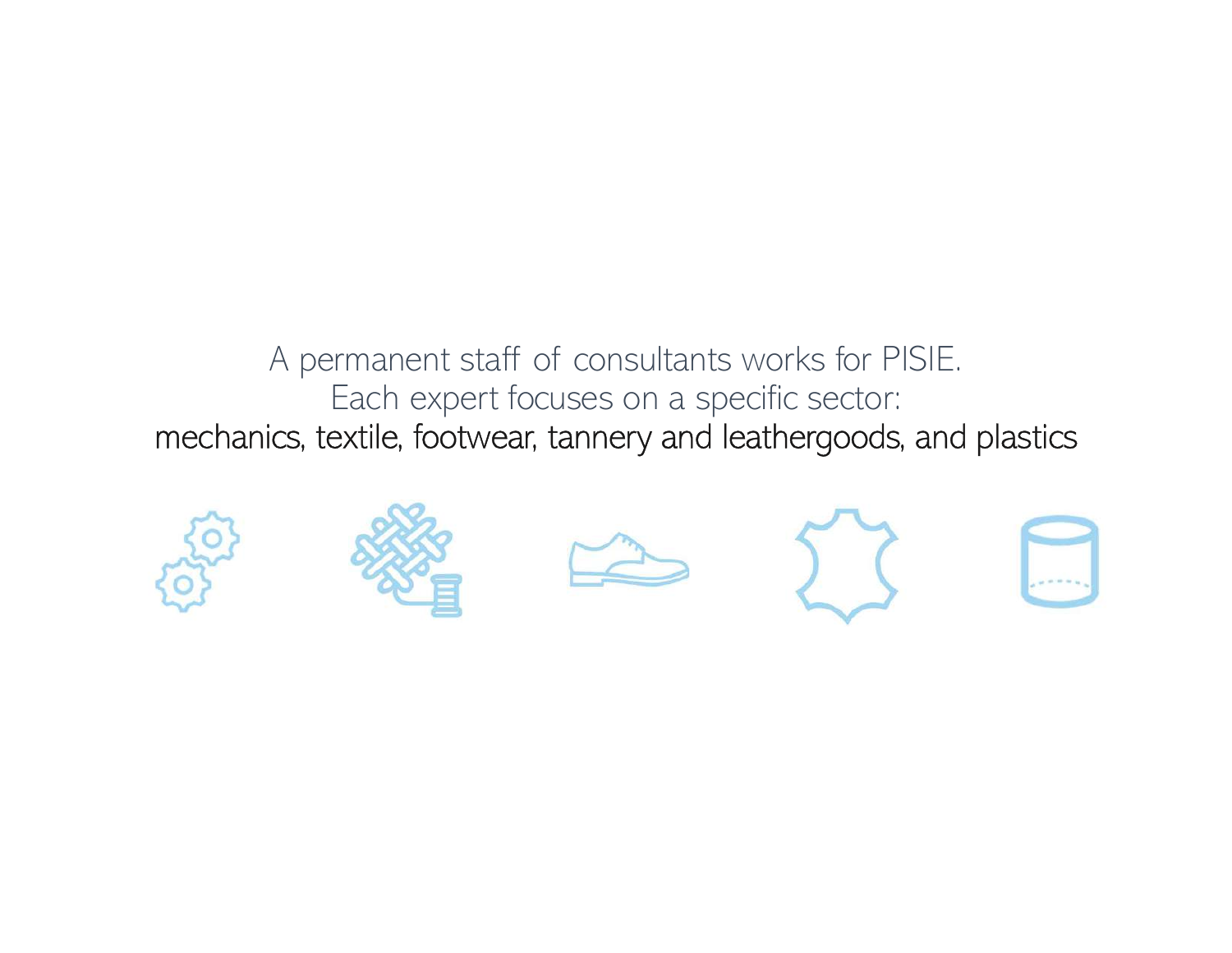A permanent staff of consultants works for PISIE.
Each expert focuses on a specific sector:
mechanics, textile, footwear, tannery and leathergoods, and plastics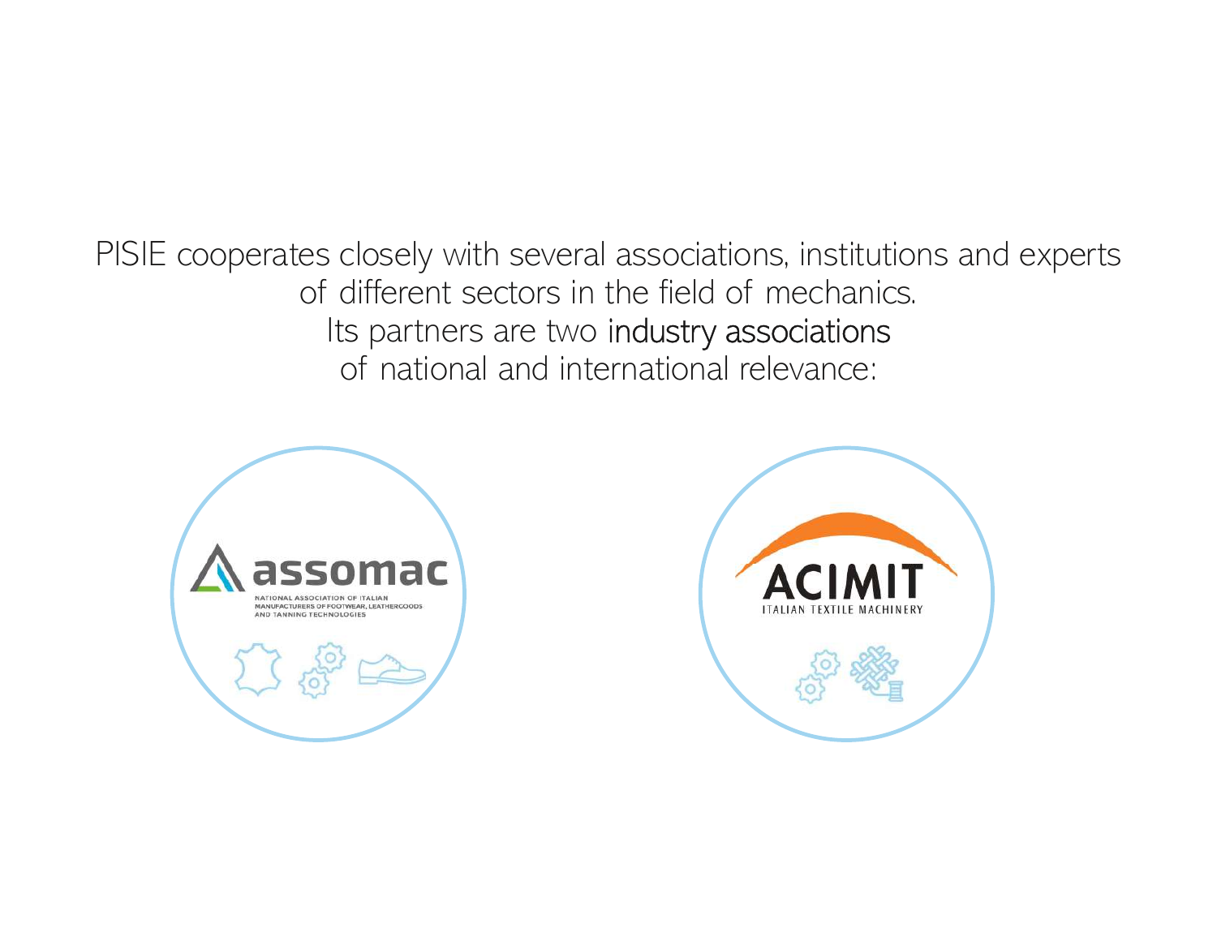PISIE cooperates closely with several associations, institutions and experts of different sectors in the field of mechanics.
Its partners are two industry associations of national and international relevance:

assomac
NATIONAL ASSOCIATION OF ITALIAN MANUFACTURERS OF FOOTWEAR, LEATHERGOODS AND TANNING TECHNOLOGIES

ACIMIT
ITALIAN TEXTILE MACHINERY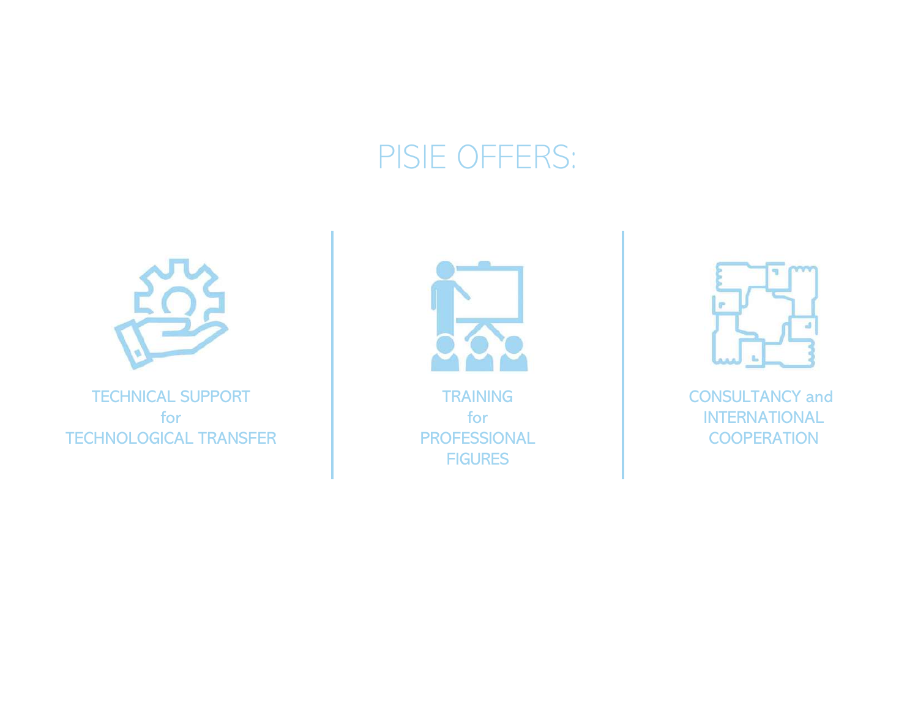# PISIE OFFERS:

TECHNICAL SUPPORT
for
TECHNOLOGICAL TRANSFER

TRAINING
for
PROFESSIONAL
FIGURES

CONSULTANCY and
INTERNATIONAL
COOPERATION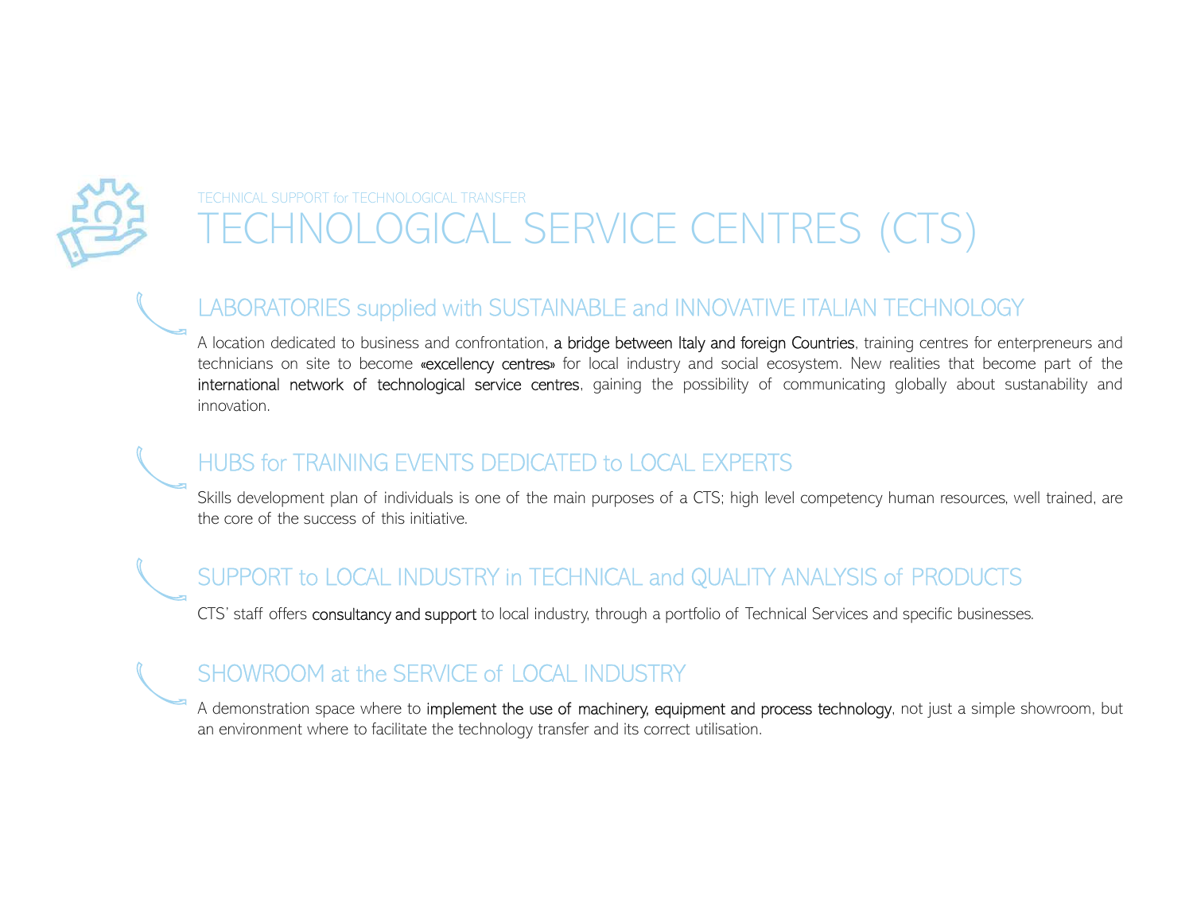TECHNICAL SUPPORT for TECHNOLOGICAL TRANSFER

# TECHNOLOGICAL SERVICE CENTRES (CTS)

## LABORATORIES supplied with SUSTAINABLE and INNOVATIVE ITALIAN TECHNOLOGY

A location dedicated to business and confrontation, a bridge between Italy and foreign Countries, training centres for enterpreneurs and technicians on site to become «excellency centres» for local industry and social ecosystem. New realities that become part of the international network of technological service centres, gaining the possibility of communicating globally about sustanability and innovation.

## HUBS for TRAINING EVENTS DEDICATED to LOCAL EXPERTS

Skills development plan of individuals is one of the main purposes of a CTS; high level competency human resources, well trained, are the core of the success of this initiative.

## SUPPORT to LOCAL INDUSTRY in TECHNICAL and QUALITY ANALYSIS of PRODUCTS

CTS' staff offers consultancy and support to local industry, through a portfolio of Technical Services and specific businesses.

## SHOWROOM at the SERVICE of LOCAL INDUSTRY

A demonstration space where to implement the use of machinery, equipment and process technology, not just a simple showroom, but an environment where to facilitate the technology transfer and its correct utilisation.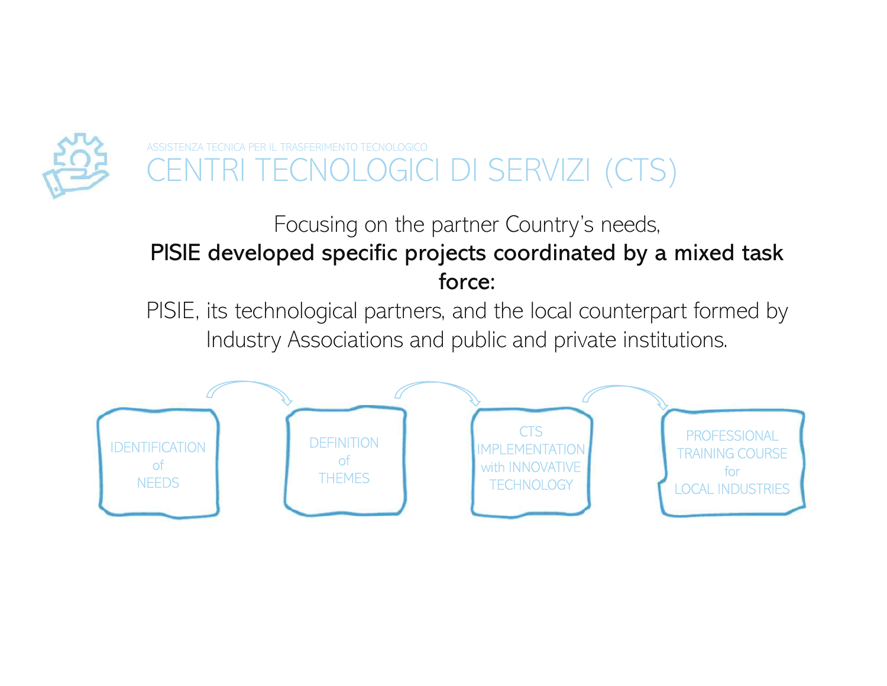ASSISTENZA TECNICA PER IL TRASFERIMENTO TECNOLOGICO

# CENTRI TECNOLOGICI DI SERVIZI (CTS)

Focusing on the partner Country's needs,
**PISIE developed specific projects coordinated by a mixed task force:**
PISIE, its technological partners, and the local counterpart formed by Industry Associations and public and private institutions.

IDENTIFICATION of NEEDS → DEFINITION of THEMES → CTS IMPLEMENTATION with INNOVATIVE TECHNOLOGY → PROFESSIONAL TRAINING COURSE for LOCAL INDUSTRIES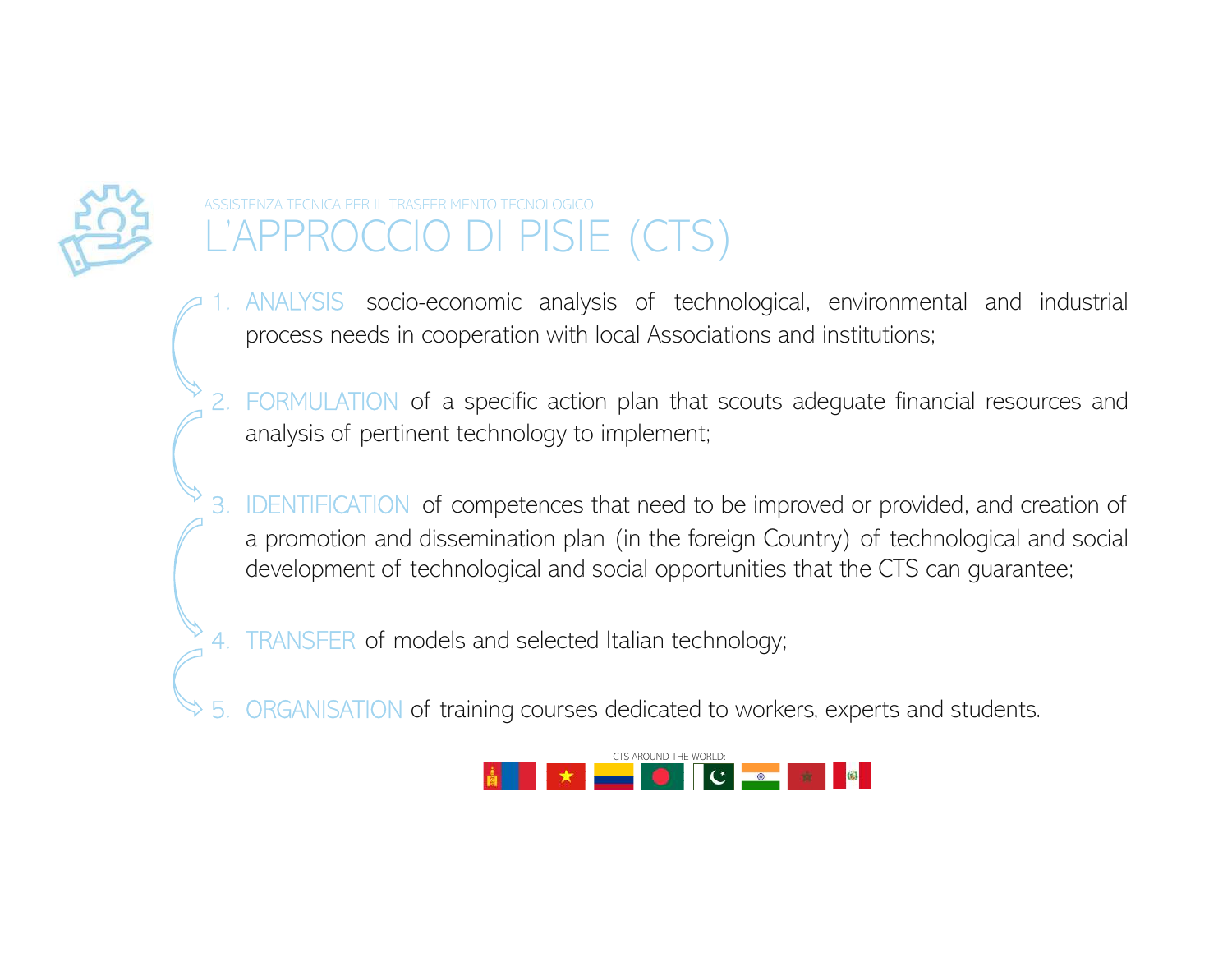ASSISTENZA TECNICA PER IL TRASFERIMENTO TECNOLOGICO

# L'APPROCCIO DI PISIE (CTS)

1. ANALYSIS socio-economic analysis of technological, environmental and industrial process needs in cooperation with local Associations and institutions;

2. FORMULATION of a specific action plan that scouts adequate financial resources and analysis of pertinent technology to implement;

3. IDENTIFICATION of competences that need to be improved or provided, and creation of a promotion and dissemination plan (in the foreign Country) of technological and social development of technological and social opportunities that the CTS can guarantee;

4. TRANSFER of models and selected Italian technology;

5. ORGANISATION of training courses dedicated to workers, experts and students.

CTS AROUND THE WORLD: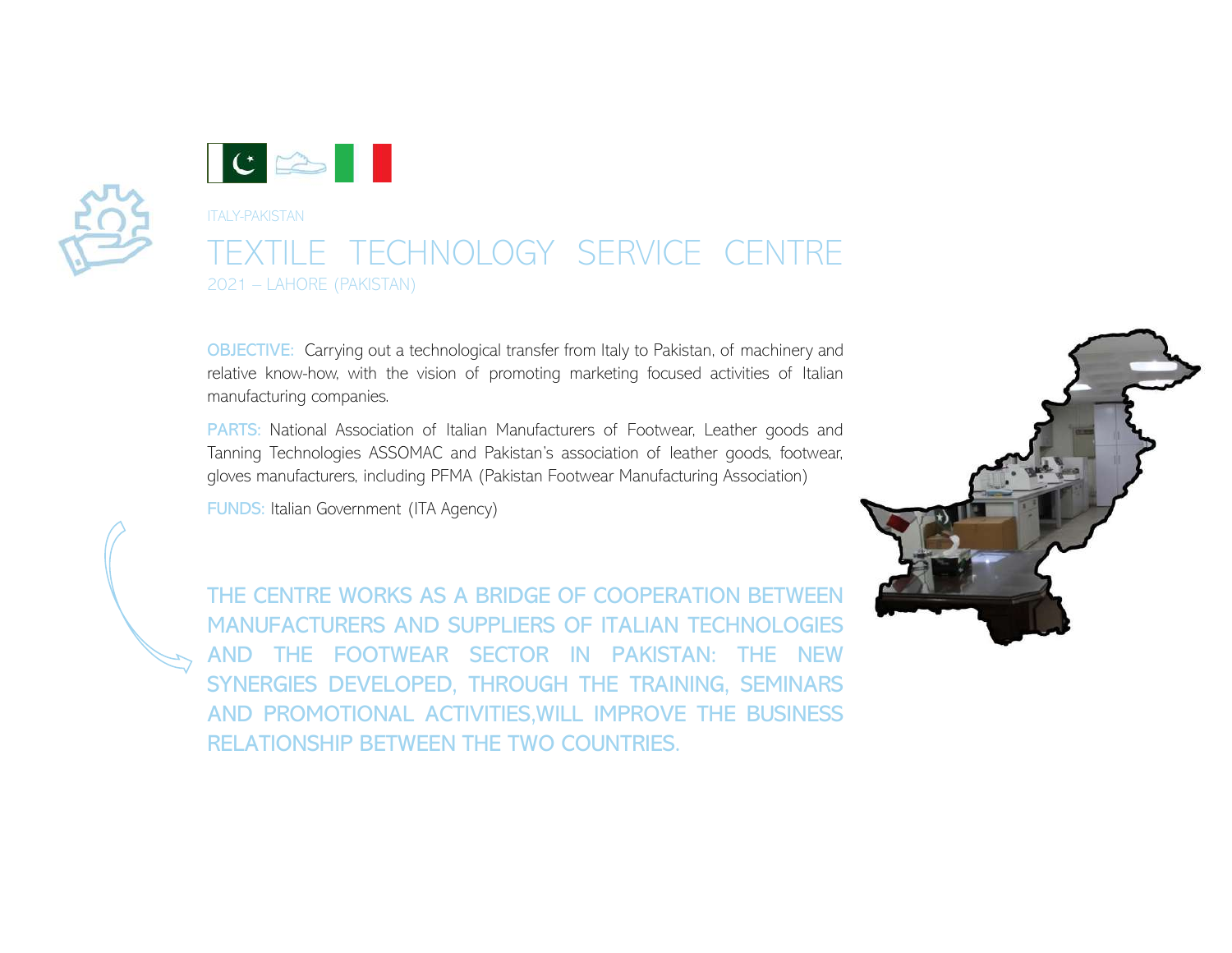ITALY-PAKISTAN

# TEXTILE TECHNOLOGY SERVICE CENTRE

2021 – LAHORE (PAKISTAN)

**OBJECTIVE:** Carrying out a technological transfer from Italy to Pakistan, of machinery and relative know-how, with the vision of promoting marketing focused activities of Italian manufacturing companies.

**PARTS:** National Association of Italian Manufacturers of Footwear, Leather goods and Tanning Technologies ASSOMAC and Pakistan's association of leather goods, footwear, gloves manufacturers, including PFMA (Pakistan Footwear Manufacturing Association)

**FUNDS:** Italian Government (ITA Agency)

THE CENTRE WORKS AS A BRIDGE OF COOPERATION BETWEEN MANUFACTURERS AND SUPPLIERS OF ITALIAN TECHNOLOGIES AND THE FOOTWEAR SECTOR IN PAKISTAN: THE NEW SYNERGIES DEVELOPED, THROUGH THE TRAINING, SEMINARS AND PROMOTIONAL ACTIVITIES,WILL IMPROVE THE BUSINESS RELATIONSHIP BETWEEN THE TWO COUNTRIES.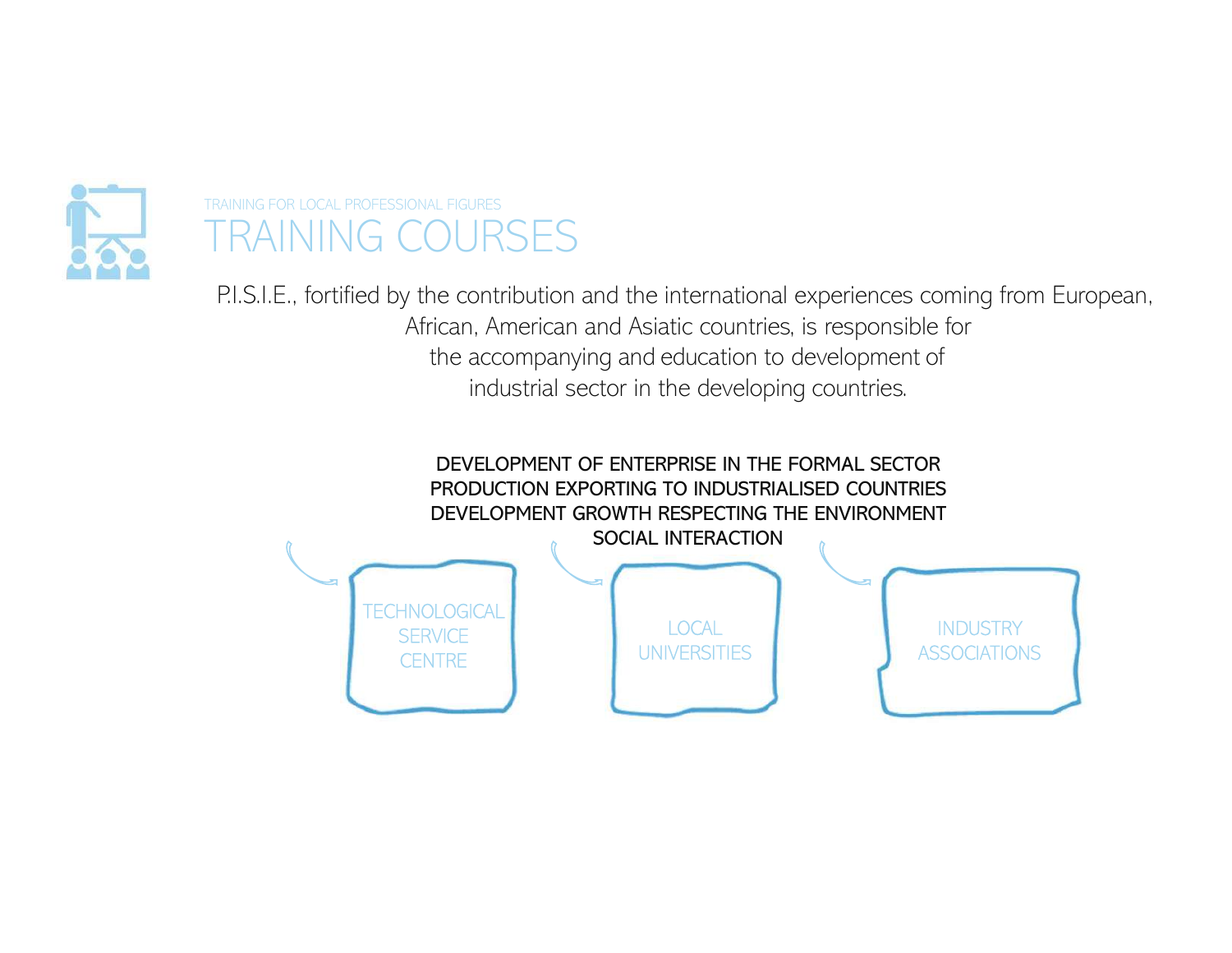TRAINING FOR LOCAL PROFESSIONAL FIGURES

# TRAINING COURSES

P.I.S.I.E., fortified by the contribution and the international experiences coming from European, African, American and Asiatic countries, is responsible for the accompanying and education to development of industrial sector in the developing countries.

**DEVELOPMENT OF ENTERPRISE IN THE FORMAL SECTOR**
**PRODUCTION EXPORTING TO INDUSTRIALISED COUNTRIES**
**DEVELOPMENT GROWTH RESPECTING THE ENVIRONMENT**
**SOCIAL INTERACTION**

TECHNOLOGICAL SERVICE CENTRE

LOCAL UNIVERSITIES

INDUSTRY ASSOCIATIONS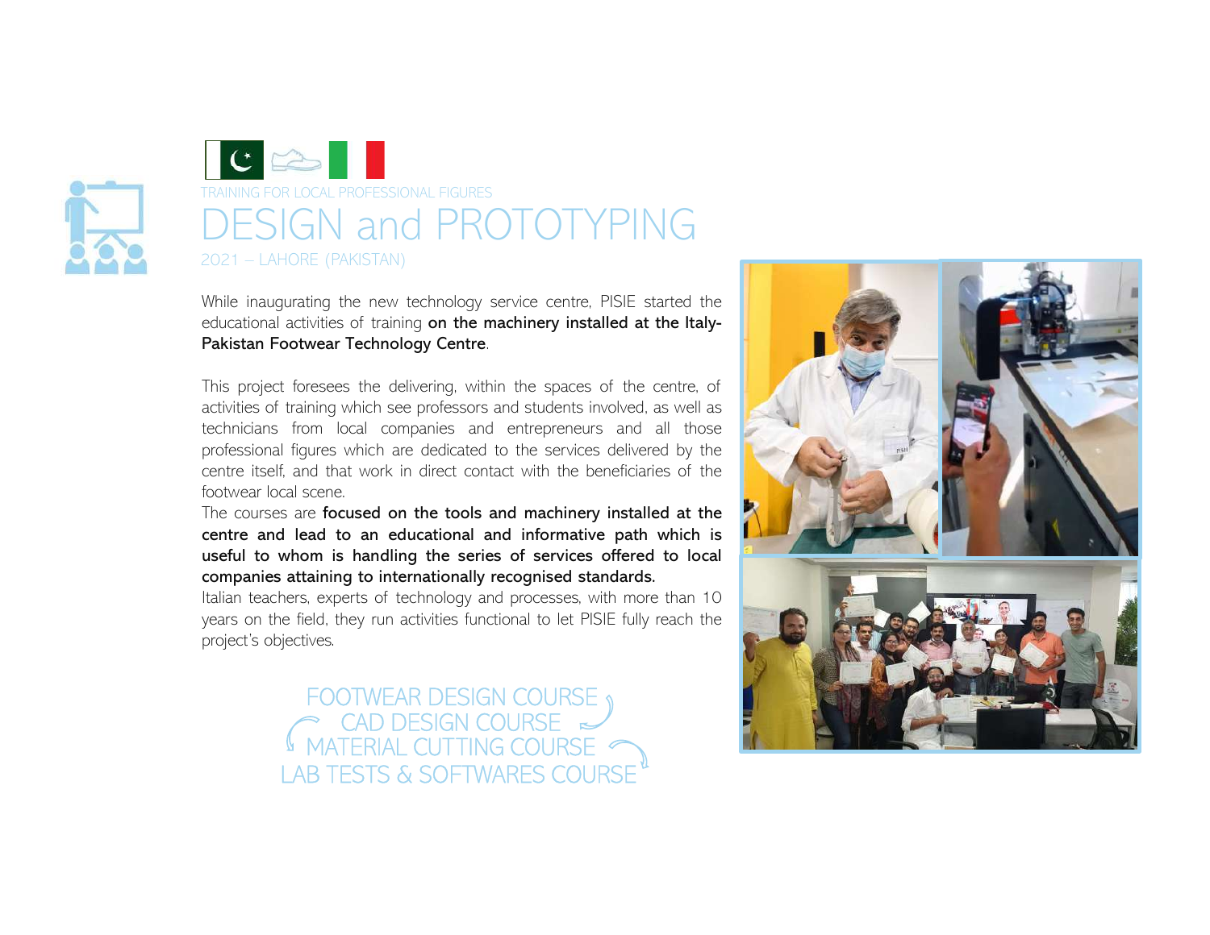TRAINING FOR LOCAL PROFESSIONAL FIGURES

# DESIGN and PROTOTYPING

2021 – LAHORE (PAKISTAN)

While inaugurating the new technology service centre, PISIE started the educational activities of training **on the machinery installed at the Italy-Pakistan Footwear Technology Centre**.

This project foresees the delivering, within the spaces of the centre, of activities of training which see professors and students involved, as well as technicians from local companies and entrepreneurs and all those professional figures which are dedicated to the services delivered by the centre itself, and that work in direct contact with the beneficiaries of the footwear local scene.

The courses are **focused on the tools and machinery installed at the centre and lead to an educational and informative path which is useful to whom is handling the series of services offered to local companies attaining to internationally recognised standards.**

Italian teachers, experts of technology and processes, with more than 10 years on the field, they run activities functional to let PISIE fully reach the project's objectives.

FOOTWEAR DESIGN COURSE
CAD DESIGN COURSE
MATERIAL CUTTING COURSE
LAB TESTS & SOFTWARES COURSE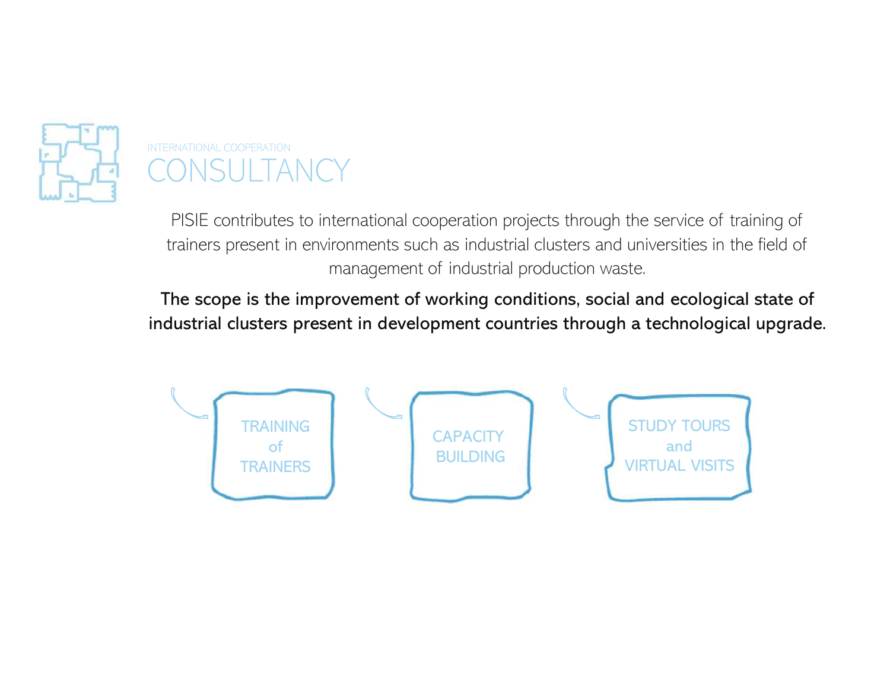INTERNATIONAL COOPERATION

# CONSULTANCY

PISIE contributes to international cooperation projects through the service of training of trainers present in environments such as industrial clusters and universities in the field of management of industrial production waste.

**The scope is the improvement of working conditions, social and ecological state of industrial clusters present in development countries through a technological upgrade.**

- TRAINING of TRAINERS
- CAPACITY BUILDING
- STUDY TOURS and VIRTUAL VISITS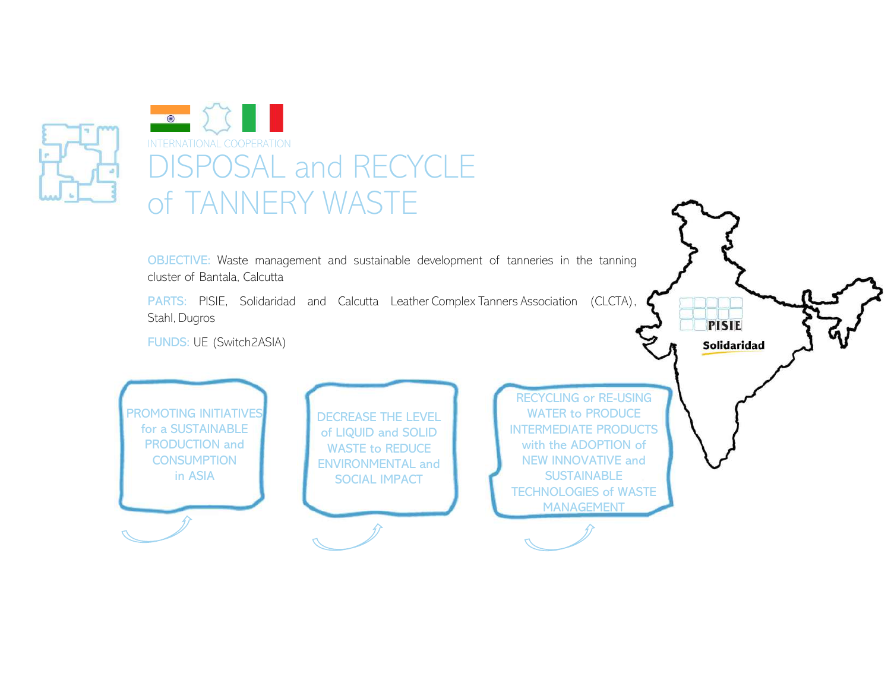INTERNATIONAL COOPERATION

# DISPOSAL and RECYCLE of TANNERY WASTE

OBJECTIVE: Waste management and sustainable development of tanneries in the tanning cluster of Bantala, Calcutta

PARTS: PISIE, Solidaridad and Calcutta Leather Complex Tanners Association (CLCTA), Stahl, Dugros

FUNDS: UE (Switch2ASIA)

PROMOTING INITIATIVES for a SUSTAINABLE PRODUCTION and CONSUMPTION in ASIA

DECREASE THE LEVEL of LIQUID and SOLID WASTE to REDUCE ENVIRONMENTAL and SOCIAL IMPACT

RECYCLING or RE-USING WATER to PRODUCE INTERMEDIATE PRODUCTS with the ADOPTION of NEW INNOVATIVE and SUSTAINABLE TECHNOLOGIES of WASTE MANAGEMENT

PISIE

Solidaridad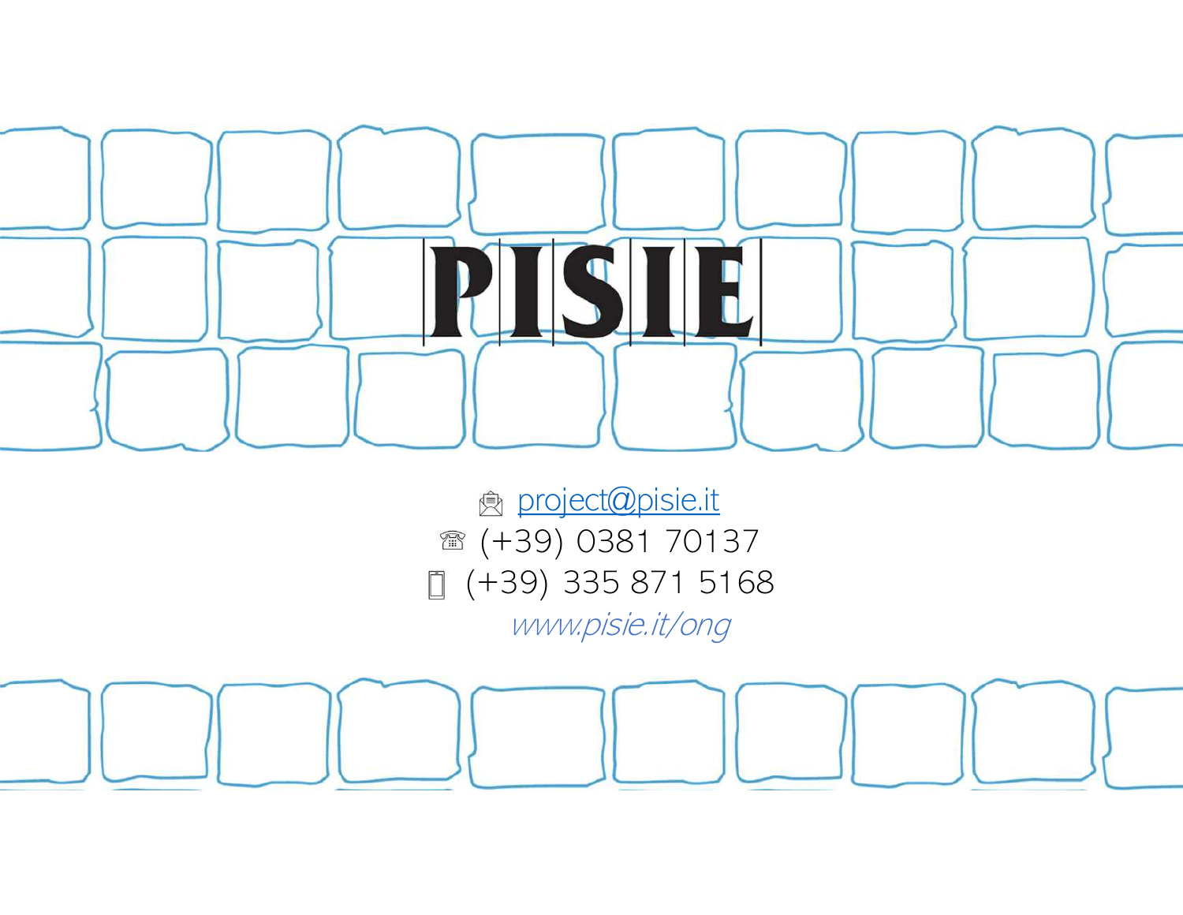# PISIE

project@pisie.it

(+39) 0381 70137

(+39) 335 871 5168

*www.pisie.it/ong*